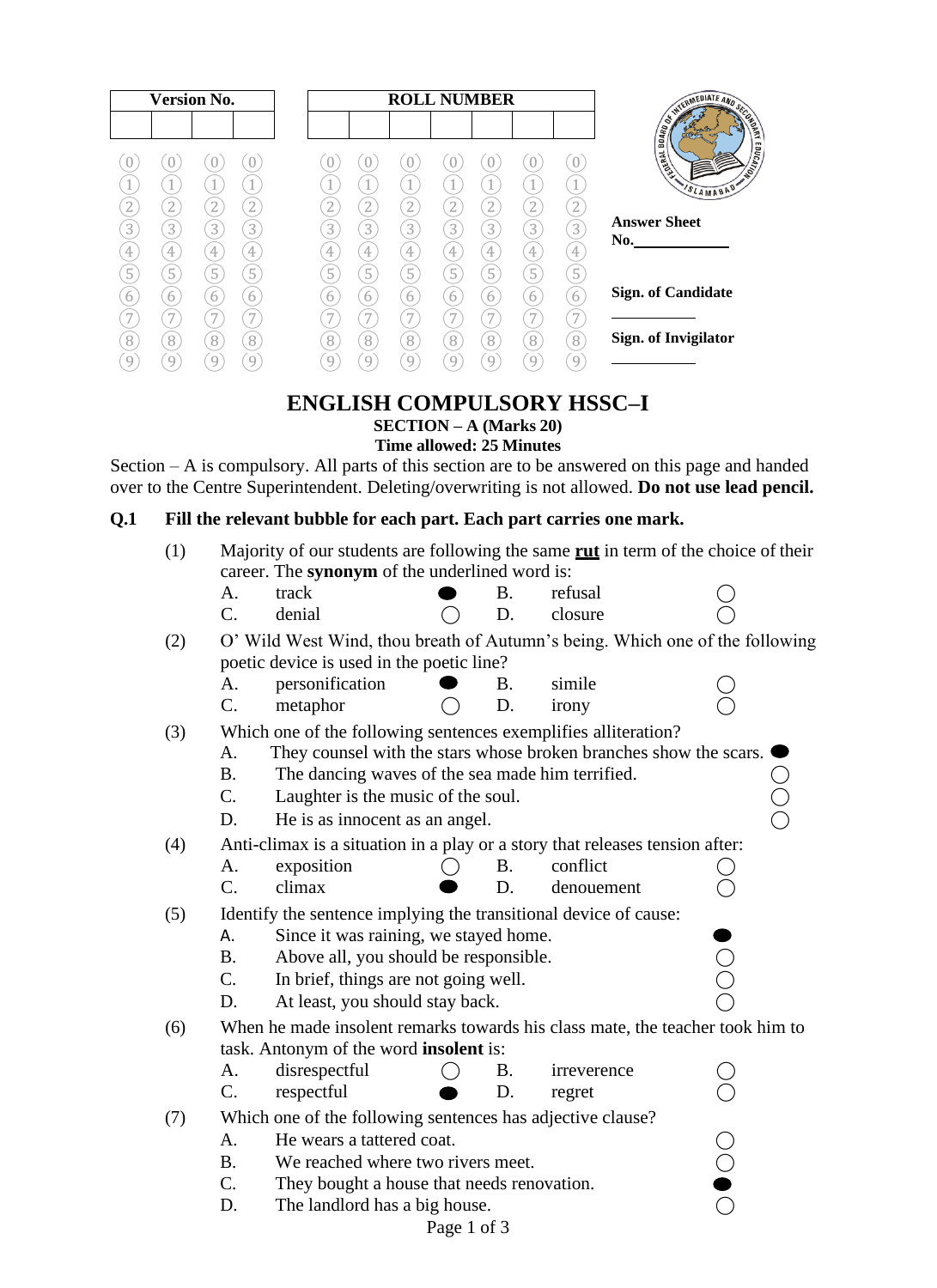| Version No. | | | |
|---|---|---|---|
| | | | |

| ROLL NUMBER | | | | | | |
|---|---|---|---|---|---|---|
| | | | | | | |

**Answer Sheet No.**____________

**Sign. of Candidate** ____________

**Sign. of Invigilator** ____________

# ENGLISH COMPULSORY HSSC–I

**SECTION – A (Marks 20)**

**Time allowed: 25 Minutes**

Section – A is compulsory. All parts of this section are to be answered on this page and handed over to the Centre Superintendent. Deleting/overwriting is not allowed. **Do not use lead pencil.**

**Q.1 Fill the relevant bubble for each part. Each part carries one mark.**

(1) Majority of our students are following the same **rut** in term of the choice of their career. The **synonym** of the underlined word is:

- A. track ●
- B. refusal ○
- C. denial ○
- D. closure ○

(2) O' Wild West Wind, thou breath of Autumn's being. Which one of the following poetic device is used in the poetic line?

- A. personification ●
- B. simile ○
- C. metaphor ○
- D. irony ○

(3) Which one of the following sentences exemplifies alliteration?

- A. They counsel with the stars whose broken branches show the scars. ●
- B. The dancing waves of the sea made him terrified. ○
- C. Laughter is the music of the soul. ○
- D. He is as innocent as an angel. ○

(4) Anti-climax is a situation in a play or a story that releases tension after:

- A. exposition ○
- B. conflict ○
- C. climax ●
- D. denouement ○

(5) Identify the sentence implying the transitional device of cause:

- A. Since it was raining, we stayed home. ●
- B. Above all, you should be responsible. ○
- C. In brief, things are not going well. ○
- D. At least, you should stay back. ○

(6) When he made insolent remarks towards his class mate, the teacher took him to task. Antonym of the word **insolent** is:

- A. disrespectful ○
- B. irreverence ○
- C. respectful ●
- D. regret ○

(7) Which one of the following sentences has adjective clause?

- A. He wears a tattered coat. ○
- B. We reached where two rivers meet. ○
- C. They bought a house that needs renovation. ●
- D. The landlord has a big house. ○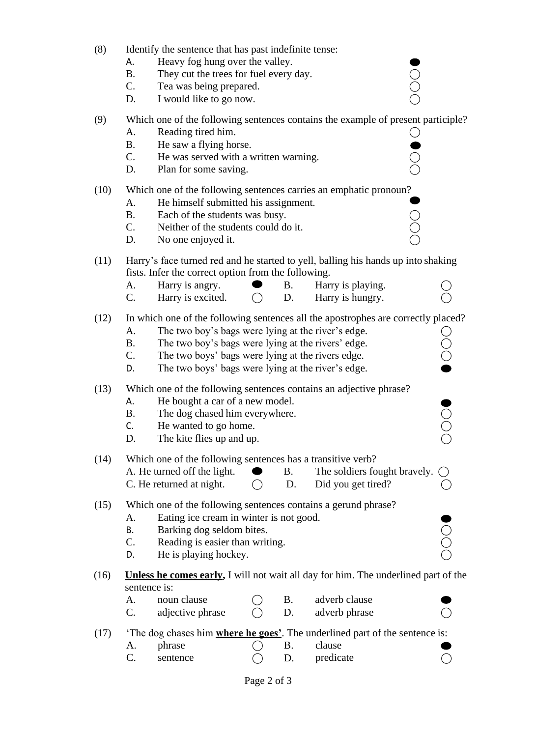(8) Identify the sentence that has past indefinite tense:

- A. Heavy fog hung over the valley. ●
- B. They cut the trees for fuel every day. ○
- C. Tea was being prepared. ○
- D. I would like to go now. ○

(9) Which one of the following sentences contains the example of present participle?

- A. Reading tired him. ○
- B. He saw a flying horse. ●
- C. He was served with a written warning. ○
- D. Plan for some saving. ○

(10) Which one of the following sentences carries an emphatic pronoun?

- A. He himself submitted his assignment. ●
- B. Each of the students was busy. ○
- C. Neither of the students could do it. ○
- D. No one enjoyed it. ○

(11) Harry's face turned red and he started to yell, balling his hands up into shaking fists. Infer the correct option from the following.

- A. Harry is angry. ●
- B. Harry is playing. ○
- C. Harry is excited. ○
- D. Harry is hungry. ○

(12) In which one of the following sentences all the apostrophes are correctly placed?

- A. The two boy's bags were lying at the river's edge. ○
- B. The two boy's bags were lying at the rivers' edge. ○
- C. The two boys' bags were lying at the rivers edge. ○
- D. The two boys' bags were lying at the river's edge. ●

(13) Which one of the following sentences contains an adjective phrase?

- A. He bought a car of a new model. ●
- B. The dog chased him everywhere. ○
- C. He wanted to go home. ○
- D. The kite flies up and up. ○

(14) Which one of the following sentences has a transitive verb?

- A. He turned off the light. ●
- B. The soldiers fought bravely. ○
- C. He returned at night. ○
- D. Did you get tired? ○

(15) Which one of the following sentences contains a gerund phrase?

- A. Eating ice cream in winter is not good. ●
- B. Barking dog seldom bites. ○
- C. Reading is easier than writing. ○
- D. He is playing hockey. ○

(16) <u>**Unless he comes early,**</u> I will not wait all day for him. The underlined part of the sentence is:

- A. noun clause ○
- B. adverb clause ●
- C. adjective phrase ○
- D. adverb phrase ○

(17) 'The dog chases him <u>**where he goes'**</u>. The underlined part of the sentence is:

- A. phrase ○
- B. clause ●
- C. sentence ○
- D. predicate ○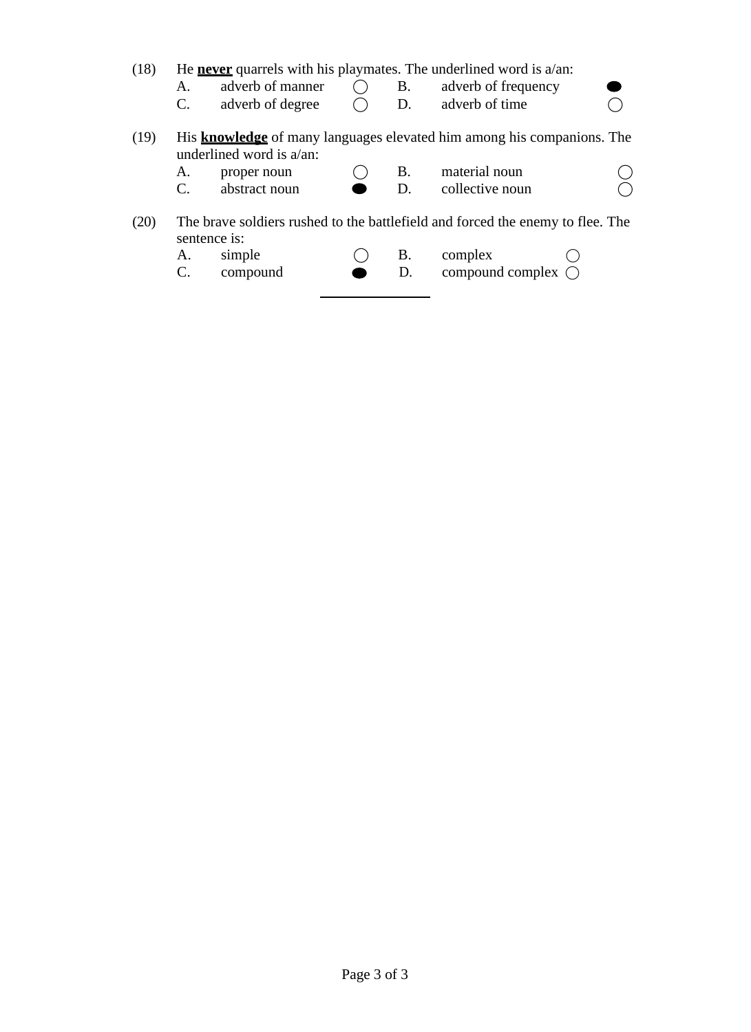(18) He **<u>never</u>** quarrels with his playmates. The underlined word is a/an:

| | | | | | |
|---|---|---|---|---|---|
| A. | adverb of manner | ◯ | B. | adverb of frequency | ⬬ |
| C. | adverb of degree | ◯ | D. | adverb of time | ◯ |

(19) His **<u>knowledge</u>** of many languages elevated him among his companions. The underlined word is a/an:

| | | | | | |
|---|---|---|---|---|---|
| A. | proper noun | ◯ | B. | material noun | ◯ |
| C. | abstract noun | ⬬ | D. | collective noun | ◯ |

(20) The brave soldiers rushed to the battlefield and forced the enemy to flee. The sentence is:

| | | | | | |
|---|---|---|---|---|---|
| A. | simple | ◯ | B. | complex | ◯ |
| C. | compound | ⬬ | D. | compound complex | ◯ |

---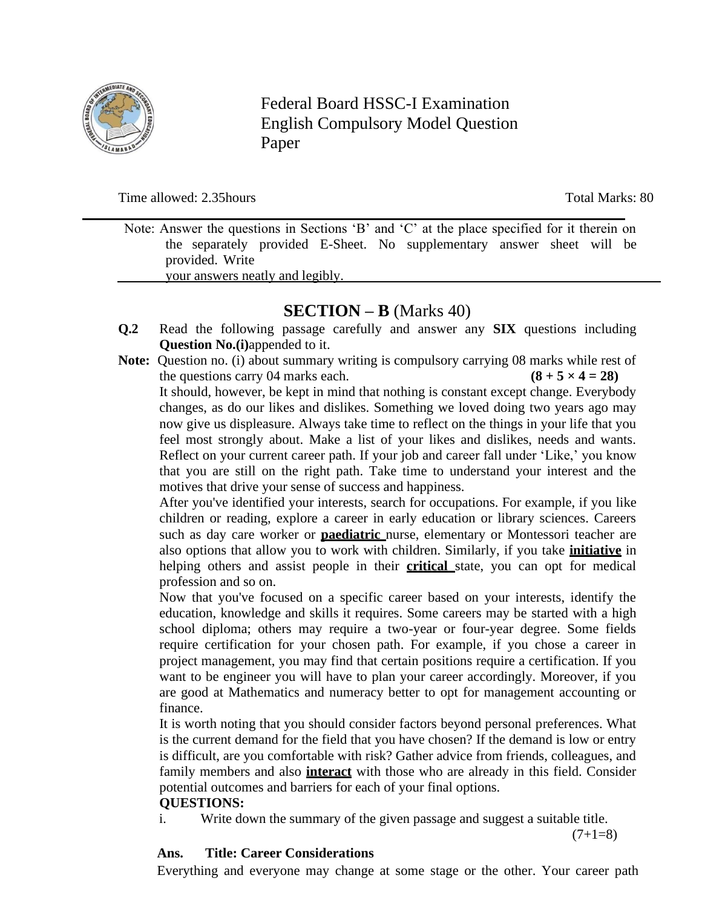Federal Board HSSC-I Examination
English Compulsory Model Question Paper

Time allowed: 2.35hours                                                                                                        Total Marks: 80

---

Note: Answer the questions in Sections 'B' and 'C' at the place specified for it therein on the separately provided E-Sheet. No supplementary answer sheet will be provided. Write your answers neatly and legibly.

---

## SECTION – B (Marks 40)

**Q.2** Read the following passage carefully and answer any **SIX** questions including **Question No.(i)** appended to it.

**Note:** Question no. (i) about summary writing is compulsory carrying 08 marks while rest of the questions carry 04 marks each. **(8 + 5 × 4 = 28)**

It should, however, be kept in mind that nothing is constant except change. Everybody changes, as do our likes and dislikes. Something we loved doing two years ago may now give us displeasure. Always take time to reflect on the things in your life that you feel most strongly about. Make a list of your likes and dislikes, needs and wants. Reflect on your current career path. If your job and career fall under 'Like,' you know that you are still on the right path. Take time to understand your interest and the motives that drive your sense of success and happiness.

After you've identified your interests, search for occupations. For example, if you like children or reading, explore a career in early education or library sciences. Careers such as day care worker or **paediatric** nurse, elementary or Montessori teacher are also options that allow you to work with children. Similarly, if you take **initiative** in helping others and assist people in their **critical** state, you can opt for medical profession and so on.

Now that you've focused on a specific career based on your interests, identify the education, knowledge and skills it requires. Some careers may be started with a high school diploma; others may require a two-year or four-year degree. Some fields require certification for your chosen path. For example, if you chose a career in project management, you may find that certain positions require a certification. If you want to be engineer you will have to plan your career accordingly. Moreover, if you are good at Mathematics and numeracy better to opt for management accounting or finance.

It is worth noting that you should consider factors beyond personal preferences. What is the current demand for the field that you have chosen? If the demand is low or entry is difficult, are you comfortable with risk? Gather advice from friends, colleagues, and family members and also **interact** with those who are already in this field. Consider potential outcomes and barriers for each of your final options.

**QUESTIONS:**

i. Write down the summary of the given passage and suggest a suitable title. (7+1=8)

**Ans. Title: Career Considerations**

Everything and everyone may change at some stage or the other. Your career path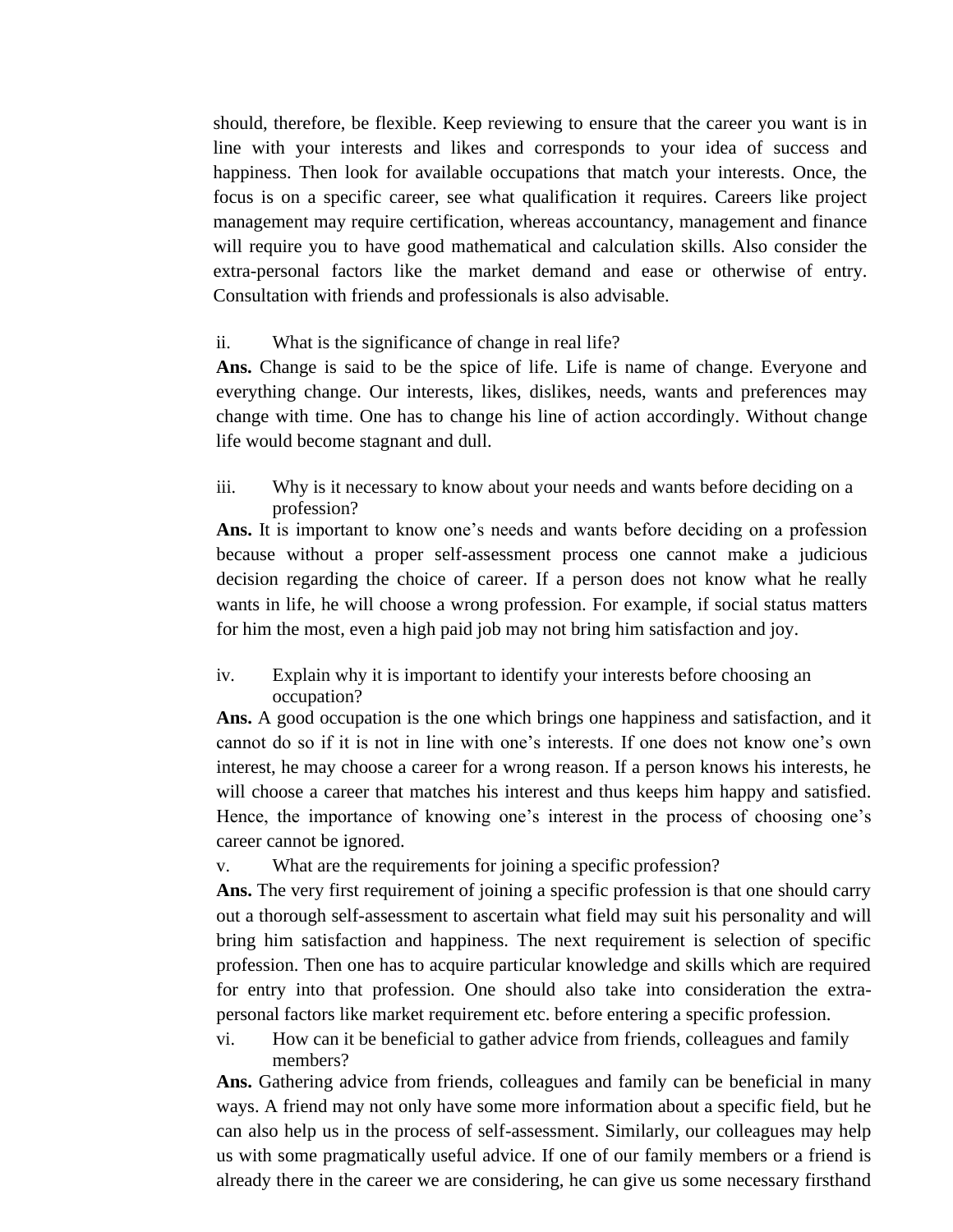should, therefore, be flexible. Keep reviewing to ensure that the career you want is in line with your interests and likes and corresponds to your idea of success and happiness. Then look for available occupations that match your interests. Once, the focus is on a specific career, see what qualification it requires. Careers like project management may require certification, whereas accountancy, management and finance will require you to have good mathematical and calculation skills. Also consider the extra-personal factors like the market demand and ease or otherwise of entry. Consultation with friends and professionals is also advisable.

ii. What is the significance of change in real life?

**Ans.** Change is said to be the spice of life. Life is name of change. Everyone and everything change. Our interests, likes, dislikes, needs, wants and preferences may change with time. One has to change his line of action accordingly. Without change life would become stagnant and dull.

iii. Why is it necessary to know about your needs and wants before deciding on a profession?

**Ans.** It is important to know one's needs and wants before deciding on a profession because without a proper self-assessment process one cannot make a judicious decision regarding the choice of career. If a person does not know what he really wants in life, he will choose a wrong profession. For example, if social status matters for him the most, even a high paid job may not bring him satisfaction and joy.

iv. Explain why it is important to identify your interests before choosing an occupation?

**Ans.** A good occupation is the one which brings one happiness and satisfaction, and it cannot do so if it is not in line with one's interests. If one does not know one's own interest, he may choose a career for a wrong reason. If a person knows his interests, he will choose a career that matches his interest and thus keeps him happy and satisfied. Hence, the importance of knowing one's interest in the process of choosing one's career cannot be ignored.

v. What are the requirements for joining a specific profession?

**Ans.** The very first requirement of joining a specific profession is that one should carry out a thorough self-assessment to ascertain what field may suit his personality and will bring him satisfaction and happiness. The next requirement is selection of specific profession. Then one has to acquire particular knowledge and skills which are required for entry into that profession. One should also take into consideration the extra-personal factors like market requirement etc. before entering a specific profession.

vi. How can it be beneficial to gather advice from friends, colleagues and family members?

**Ans.** Gathering advice from friends, colleagues and family can be beneficial in many ways. A friend may not only have some more information about a specific field, but he can also help us in the process of self-assessment. Similarly, our colleagues may help us with some pragmatically useful advice. If one of our family members or a friend is already there in the career we are considering, he can give us some necessary firsthand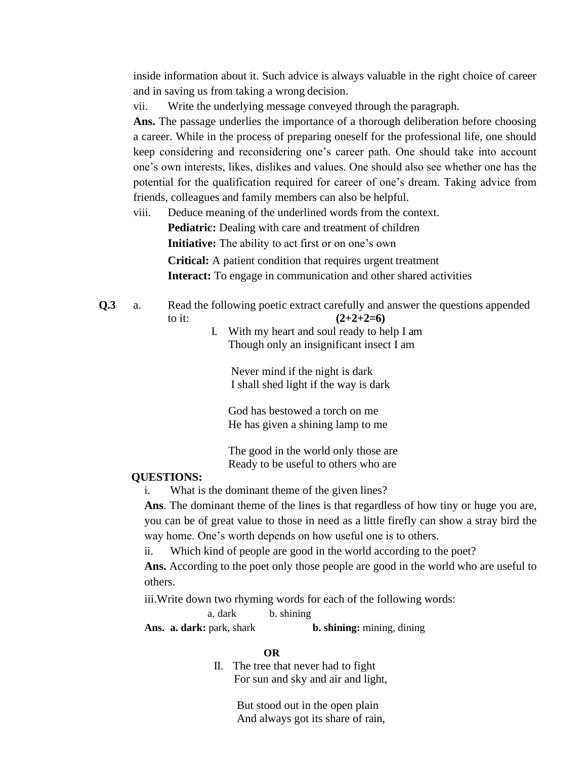inside information about it. Such advice is always valuable in the right choice of career and in saving us from taking a wrong decision.

vii. Write the underlying message conveyed through the paragraph.

**Ans.** The passage underlies the importance of a thorough deliberation before choosing a career. While in the process of preparing oneself for the professional life, one should keep considering and reconsidering one's career path. One should take into account one's own interests, likes, dislikes and values. One should also see whether one has the potential for the qualification required for career of one's dream. Taking advice from friends, colleagues and family members can also be helpful.

viii. Deduce meaning of the underlined words from the context.

**Pediatric:** Dealing with care and treatment of children

**Initiative:** The ability to act first or on one's own

**Critical:** A patient condition that requires urgent treatment

**Interact:** To engage in communication and other shared activities

**Q.3** a. Read the following poetic extract carefully and answer the questions appended to it: **(2+2+2=6)**

I. With my heart and soul ready to help I am
Though only an insignificant insect I am

Never mind if the night is dark
I shall shed light if the way is dark

God has bestowed a torch on me
He has given a shining lamp to me

The good in the world only those are
Ready to be useful to others who are

**QUESTIONS:**

i. What is the dominant theme of the given lines?

**Ans**. The dominant theme of the lines is that regardless of how tiny or huge you are, you can be of great value to those in need as a little firefly can show a stray bird the way home. One's worth depends on how useful one is to others.

ii. Which kind of people are good in the world according to the poet?

**Ans.** According to the poet only those people are good in the world who are useful to others.

iii. Write down two rhyming words for each of the following words:

a. dark b. shining

**Ans. a. dark:** park, shark **b. shining:** mining, dining

**OR**

II. The tree that never had to fight
For sun and sky and air and light,

But stood out in the open plain
And always got its share of rain,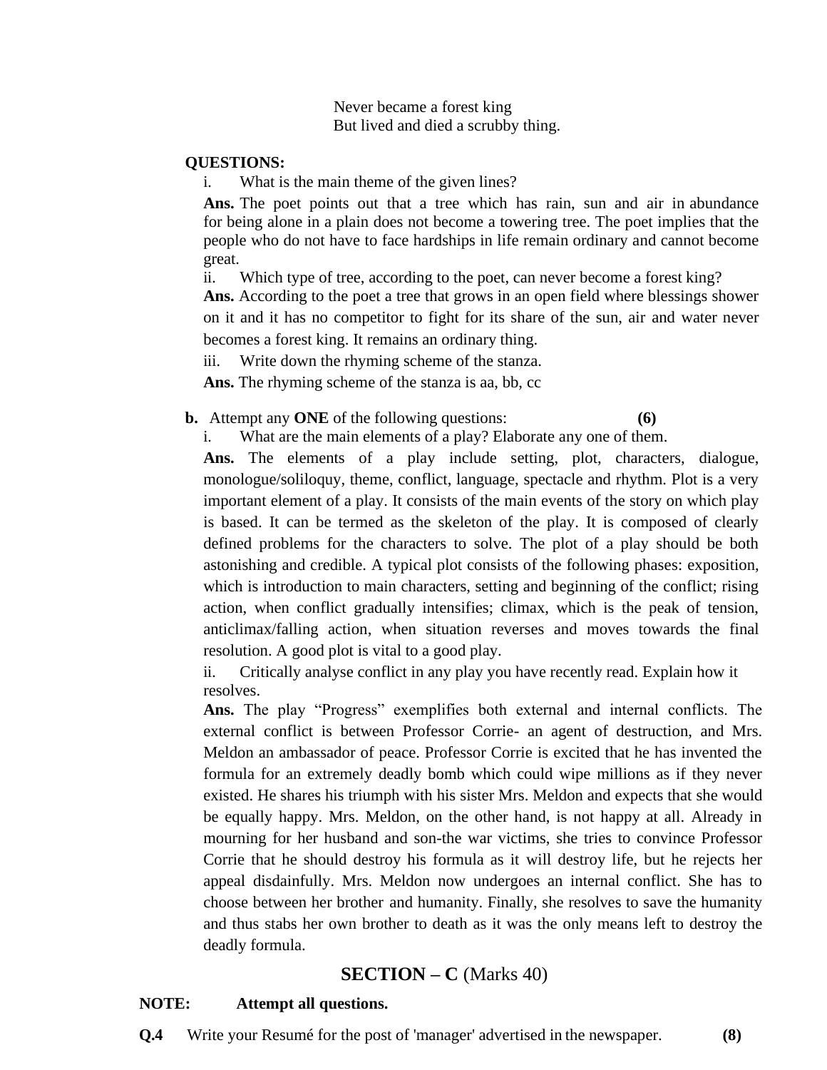Never became a forest king  
But lived and died a scrubby thing.

**QUESTIONS:**

i. What is the main theme of the given lines?

**Ans.** The poet points out that a tree which has rain, sun and air in abundance for being alone in a plain does not become a towering tree. The poet implies that the people who do not have to face hardships in life remain ordinary and cannot become great.

ii. Which type of tree, according to the poet, can never become a forest king?

**Ans.** According to the poet a tree that grows in an open field where blessings shower on it and it has no competitor to fight for its share of the sun, air and water never becomes a forest king. It remains an ordinary thing.

iii. Write down the rhyming scheme of the stanza.

**Ans.** The rhyming scheme of the stanza is aa, bb, cc

**b.** Attempt any **ONE** of the following questions: **(6)**

i. What are the main elements of a play? Elaborate any one of them.

**Ans.** The elements of a play include setting, plot, characters, dialogue, monologue/soliloquy, theme, conflict, language, spectacle and rhythm. Plot is a very important element of a play. It consists of the main events of the story on which play is based. It can be termed as the skeleton of the play. It is composed of clearly defined problems for the characters to solve. The plot of a play should be both astonishing and credible. A typical plot consists of the following phases: exposition, which is introduction to main characters, setting and beginning of the conflict; rising action, when conflict gradually intensifies; climax, which is the peak of tension, anticlimax/falling action, when situation reverses and moves towards the final resolution. A good plot is vital to a good play.

ii. Critically analyse conflict in any play you have recently read. Explain how it resolves.

**Ans.** The play "Progress" exemplifies both external and internal conflicts. The external conflict is between Professor Corrie- an agent of destruction, and Mrs. Meldon an ambassador of peace. Professor Corrie is excited that he has invented the formula for an extremely deadly bomb which could wipe millions as if they never existed. He shares his triumph with his sister Mrs. Meldon and expects that she would be equally happy. Mrs. Meldon, on the other hand, is not happy at all. Already in mourning for her husband and son-the war victims, she tries to convince Professor Corrie that he should destroy his formula as it will destroy life, but he rejects her appeal disdainfully. Mrs. Meldon now undergoes an internal conflict. She has to choose between her brother and humanity. Finally, she resolves to save the humanity and thus stabs her own brother to death as it was the only means left to destroy the deadly formula.

## SECTION – C (Marks 40)

**NOTE:** **Attempt all questions.**

**Q.4** Write your Resumé for the post of 'manager' advertised in the newspaper. **(8)**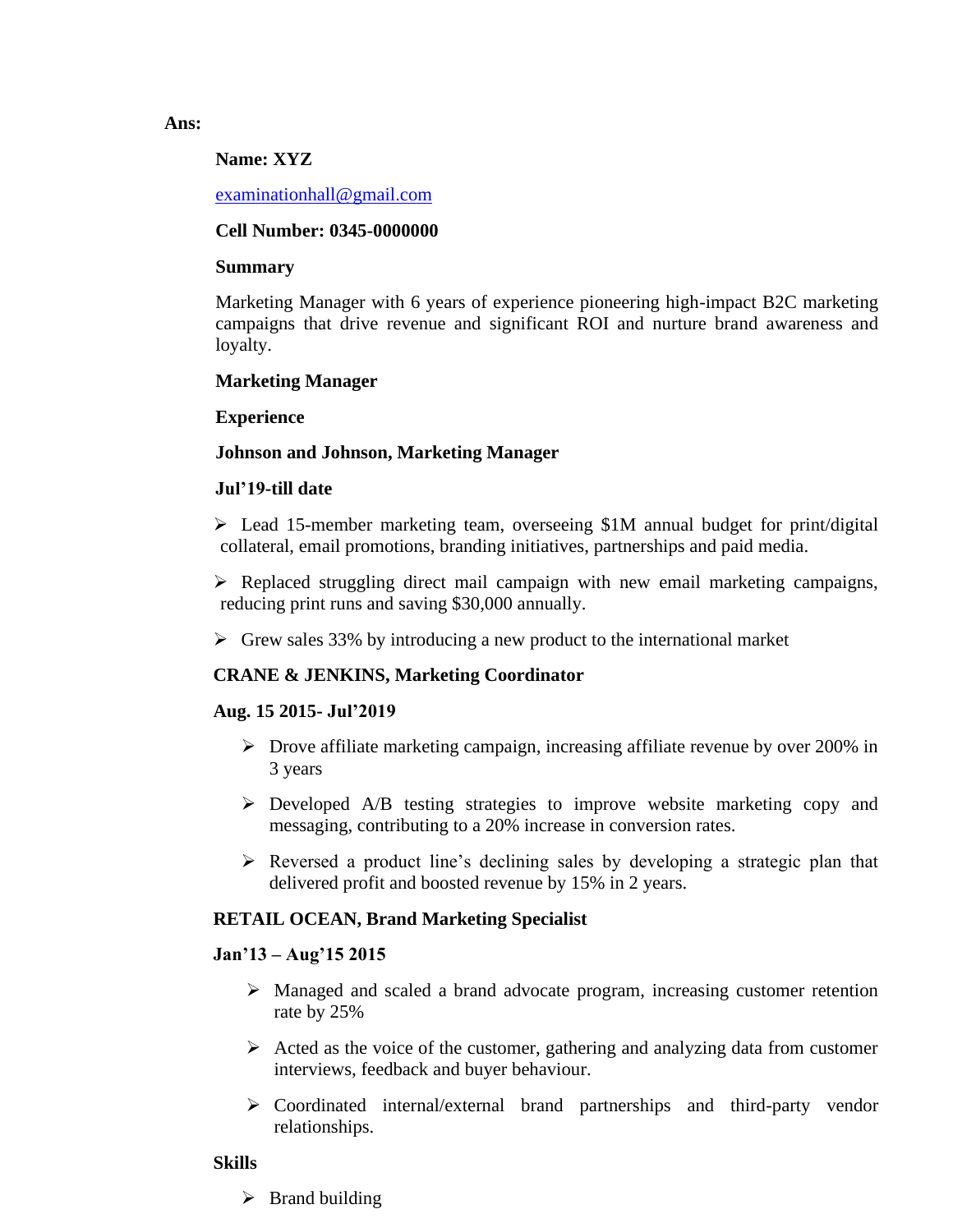**Ans:**

**Name: XYZ**

examinationhall@gmail.com

**Cell Number: 0345-0000000**

**Summary**

Marketing Manager with 6 years of experience pioneering high-impact B2C marketing campaigns that drive revenue and significant ROI and nurture brand awareness and loyalty.

**Marketing Manager**

**Experience**

**Johnson and Johnson, Marketing Manager**

**Jul'19-till date**

- Lead 15-member marketing team, overseeing $1M annual budget for print/digital collateral, email promotions, branding initiatives, partnerships and paid media.
- Replaced struggling direct mail campaign with new email marketing campaigns, reducing print runs and saving $30,000 annually.
- Grew sales 33% by introducing a new product to the international market

**CRANE & JENKINS, Marketing Coordinator**

**Aug. 15 2015- Jul'2019**

- Drove affiliate marketing campaign, increasing affiliate revenue by over 200% in 3 years
- Developed A/B testing strategies to improve website marketing copy and messaging, contributing to a 20% increase in conversion rates.
- Reversed a product line's declining sales by developing a strategic plan that delivered profit and boosted revenue by 15% in 2 years.

**RETAIL OCEAN, Brand Marketing Specialist**

**Jan'13 – Aug'15 2015**

- Managed and scaled a brand advocate program, increasing customer retention rate by 25%
- Acted as the voice of the customer, gathering and analyzing data from customer interviews, feedback and buyer behaviour.
- Coordinated internal/external brand partnerships and third-party vendor relationships.

**Skills**

- Brand building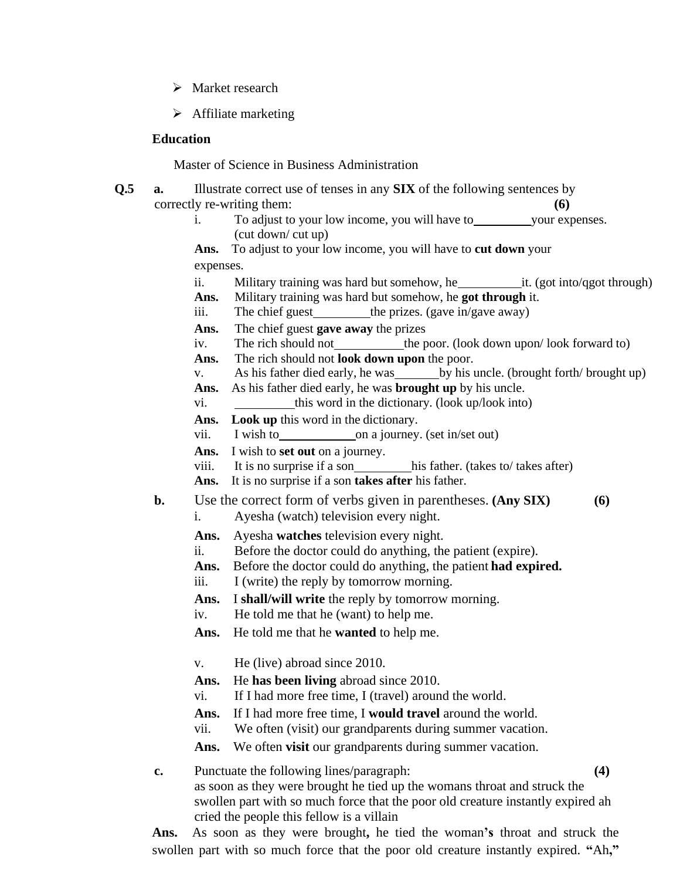- ➢ Market research
- ➢ Affiliate marketing

**Education**

Master of Science in Business Administration

**Q.5** **a.** Illustrate correct use of tenses in any **SIX** of the following sentences by correctly re-writing them: **(6)**

i. To adjust to your low income, you will have to_________your expenses. (cut down/ cut up)

**Ans.** To adjust to your low income, you will have to **cut down** your expenses.

ii. Military training was hard but somehow, he__________it. (got into/qgot through)

**Ans.** Military training was hard but somehow, he **got through** it.

iii. The chief guest_________the prizes. (gave in/gave away)

**Ans.** The chief guest **gave away** the prizes

iv. The rich should not___________the poor. (look down upon/ look forward to)

**Ans.** The rich should not **look down upon** the poor.

v. As his father died early, he was_______by his uncle. (brought forth/ brought up)

**Ans.** As his father died early, he was **brought up** by his uncle.

vi. _________this word in the dictionary. (look up/look into)

**Ans.** **Look up** this word in the dictionary.

vii. I wish to____________on a journey. (set in/set out)

**Ans.** I wish to **set out** on a journey.

viii. It is no surprise if a son_________his father. (takes to/ takes after)

**Ans.** It is no surprise if a son **takes after** his father.

**b.** Use the correct form of verbs given in parentheses. **(Any SIX)** **(6)**

i. Ayesha (watch) television every night.

**Ans.** Ayesha **watches** television every night.

ii. Before the doctor could do anything, the patient (expire).

**Ans.** Before the doctor could do anything, the patient **had expired.**

iii. I (write) the reply by tomorrow morning.

**Ans.** I **shall/will write** the reply by tomorrow morning.

iv. He told me that he (want) to help me.

**Ans.** He told me that he **wanted** to help me.

v. He (live) abroad since 2010.

**Ans.** He **has been living** abroad since 2010.

vi. If I had more free time, I (travel) around the world.

**Ans.** If I had more free time, I **would travel** around the world.

vii. We often (visit) our grandparents during summer vacation.

**Ans.** We often **visit** our grandparents during summer vacation.

**c.** Punctuate the following lines/paragraph: **(4)**

as soon as they were brought he tied up the womans throat and struck the swollen part with so much force that the poor old creature instantly expired ah cried the people this fellow is a villain

**Ans.** As soon as they were brought**,** he tied the woman**'s** throat and struck the swollen part with so much force that the poor old creature instantly expired. **"**Ah**,"**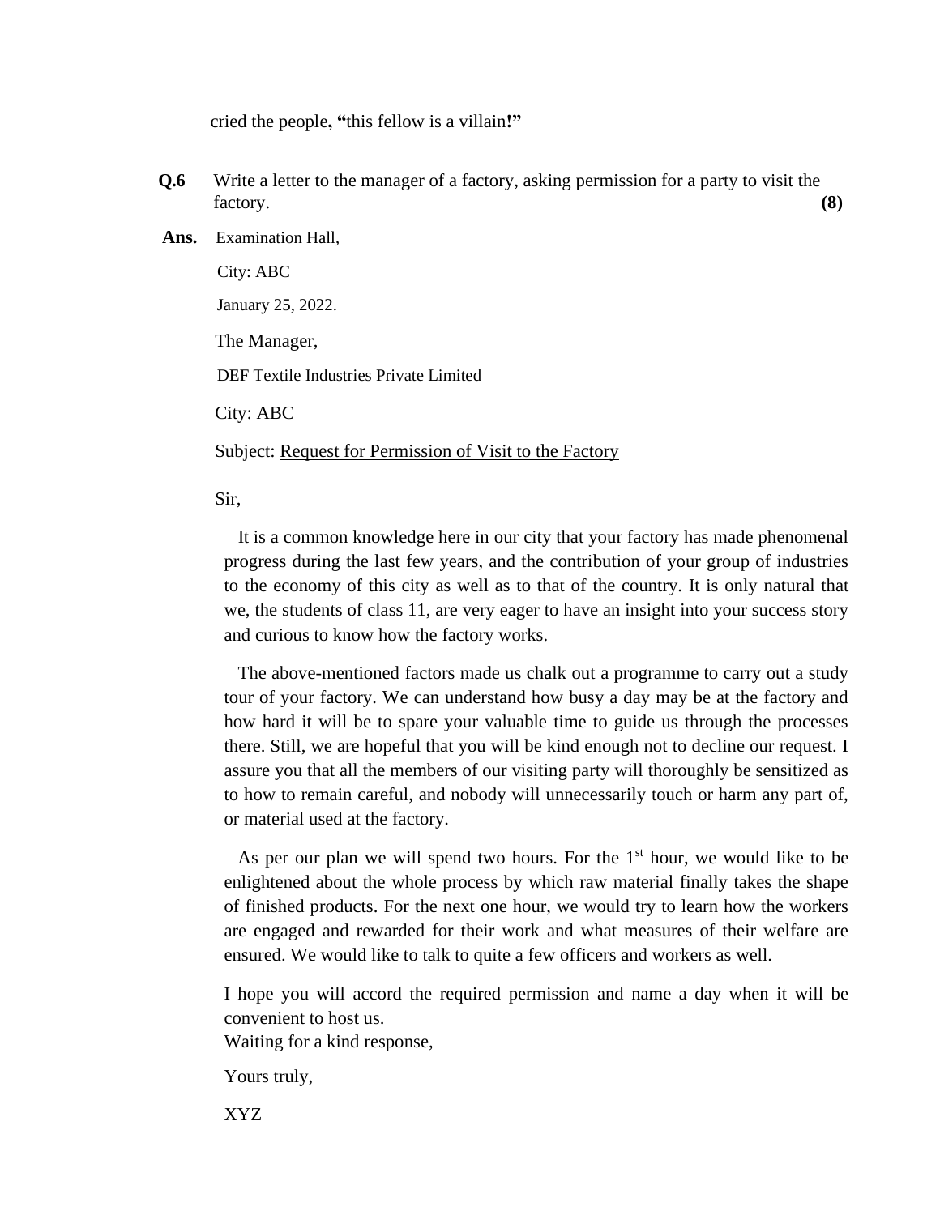cried the people, "this fellow is a villain!"

**Q.6** Write a letter to the manager of a factory, asking permission for a party to visit the factory. **(8)**

**Ans.** Examination Hall,

City: ABC

January 25, 2022.

The Manager,

DEF Textile Industries Private Limited

City: ABC

Subject: Request for Permission of Visit to the Factory

Sir,

It is a common knowledge here in our city that your factory has made phenomenal progress during the last few years, and the contribution of your group of industries to the economy of this city as well as to that of the country. It is only natural that we, the students of class 11, are very eager to have an insight into your success story and curious to know how the factory works.

The above-mentioned factors made us chalk out a programme to carry out a study tour of your factory. We can understand how busy a day may be at the factory and how hard it will be to spare your valuable time to guide us through the processes there. Still, we are hopeful that you will be kind enough not to decline our request. I assure you that all the members of our visiting party will thoroughly be sensitized as to how to remain careful, and nobody will unnecessarily touch or harm any part of, or material used at the factory.

As per our plan we will spend two hours. For the 1st hour, we would like to be enlightened about the whole process by which raw material finally takes the shape of finished products. For the next one hour, we would try to learn how the workers are engaged and rewarded for their work and what measures of their welfare are ensured. We would like to talk to quite a few officers and workers as well.

I hope you will accord the required permission and name a day when it will be convenient to host us.
Waiting for a kind response,

Yours truly,

XYZ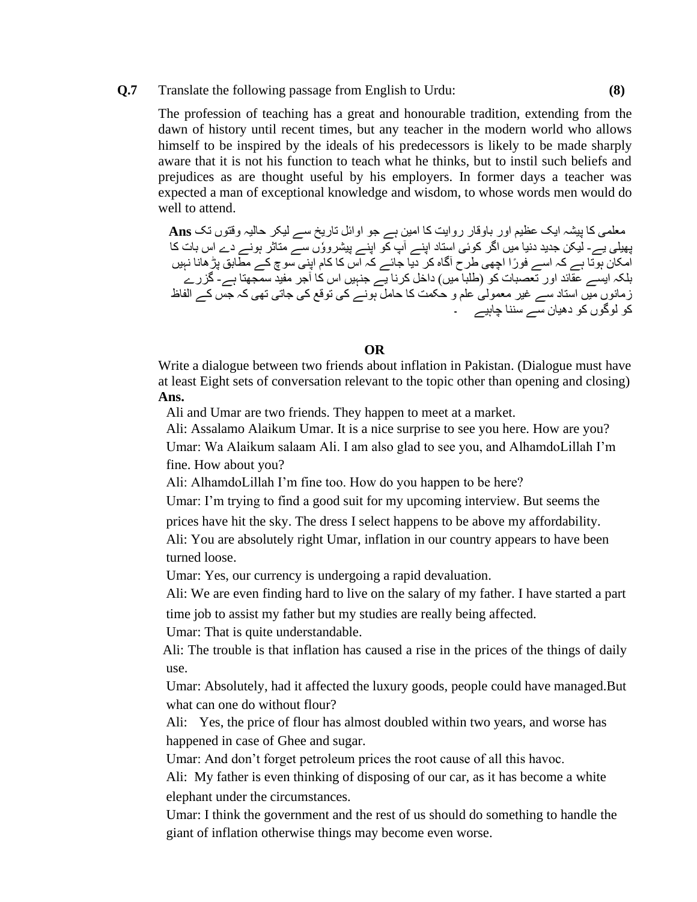**Q.7** Translate the following passage from English to Urdu: **(8)**

The profession of teaching has a great and honourable tradition, extending from the dawn of history until recent times, but any teacher in the modern world who allows himself to be inspired by the ideals of his predecessors is likely to be made sharply aware that it is not his function to teach what he thinks, but to instil such beliefs and prejudices as are thought useful by his employers. In former days a teacher was expected a man of exceptional knowledge and wisdom, to whose words men would do well to attend.

**Ans** معلمی کا پیشہ ایک عظیم اور باوقار روایت کا امین ہے جو اوائل تاریخ سے لیکر حالیہ وقتوں تک پھیلی ہے۔ لیکن جدید دنیا میں اگر کوئی استاد اپنے آپ کو اپنے پیشروؤں سے متاثر ہونے دے اس بات کا امکان ہوتا ہے کہ اسے فورًا اچھی طرح آگاہ کر دیا جائے کہ اس کا کام اپنی سوچ کے مطابق پڑھانا نہیں بلکہ ایسے عقائد اور تعصبات کو (طلبا میں) داخل کرنا ہے جنہیں اس کا آجر مفید سمجھتا ہے۔ گزرے زمانوں میں استاد سے غیر معمولی علم و حکمت کا حامل ہونے کی توقع کی جاتی تھی کہ جس کے الفاظ کو لوگوں کو دھیان سے سننا چاہیے ۔

**OR**

Write a dialogue between two friends about inflation in Pakistan. (Dialogue must have at least Eight sets of conversation relevant to the topic other than opening and closing)

**Ans.**

Ali and Umar are two friends. They happen to meet at a market.

Ali: Assalamo Alaikum Umar. It is a nice surprise to see you here. How are you?

Umar: Wa Alaikum salaam Ali. I am also glad to see you, and AlhamdoLillah I'm fine. How about you?

Ali: AlhamdoLillah I'm fine too. How do you happen to be here?

Umar: I'm trying to find a good suit for my upcoming interview. But seems the prices have hit the sky. The dress I select happens to be above my affordability.

Ali: You are absolutely right Umar, inflation in our country appears to have been turned loose.

Umar: Yes, our currency is undergoing a rapid devaluation.

Ali: We are even finding hard to live on the salary of my father. I have started a part time job to assist my father but my studies are really being affected.

Umar: That is quite understandable.

Ali: The trouble is that inflation has caused a rise in the prices of the things of daily use.

Umar: Absolutely, had it affected the luxury goods, people could have managed.But what can one do without flour?

Ali: Yes, the price of flour has almost doubled within two years, and worse has happened in case of Ghee and sugar.

Umar: And don't forget petroleum prices the root cause of all this havoc.

Ali: My father is even thinking of disposing of our car, as it has become a white elephant under the circumstances.

Umar: I think the government and the rest of us should do something to handle the giant of inflation otherwise things may become even worse.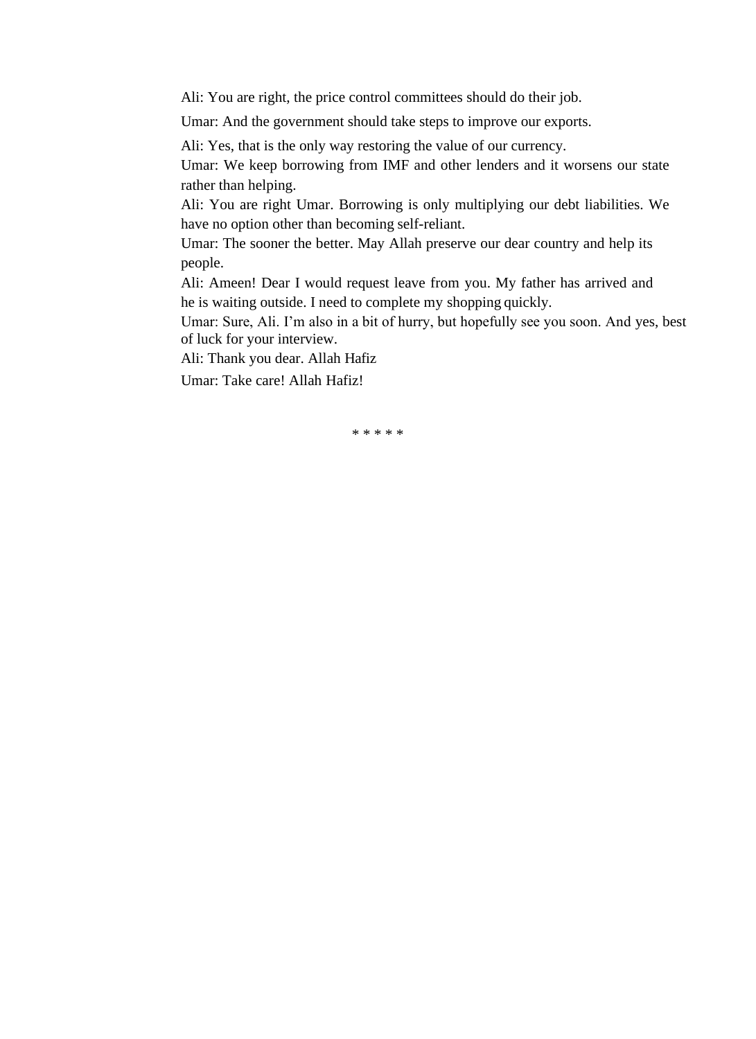Ali: You are right, the price control committees should do their job.

Umar: And the government should take steps to improve our exports.

Ali: Yes, that is the only way restoring the value of our currency.

Umar: We keep borrowing from IMF and other lenders and it worsens our state rather than helping.

Ali: You are right Umar. Borrowing is only multiplying our debt liabilities. We have no option other than becoming self-reliant.

Umar: The sooner the better. May Allah preserve our dear country and help its people.

Ali: Ameen! Dear I would request leave from you. My father has arrived and he is waiting outside. I need to complete my shopping quickly.

Umar: Sure, Ali. I'm also in a bit of hurry, but hopefully see you soon. And yes, best of luck for your interview.

Ali: Thank you dear. Allah Hafiz

Umar: Take care! Allah Hafiz!

* * * * *